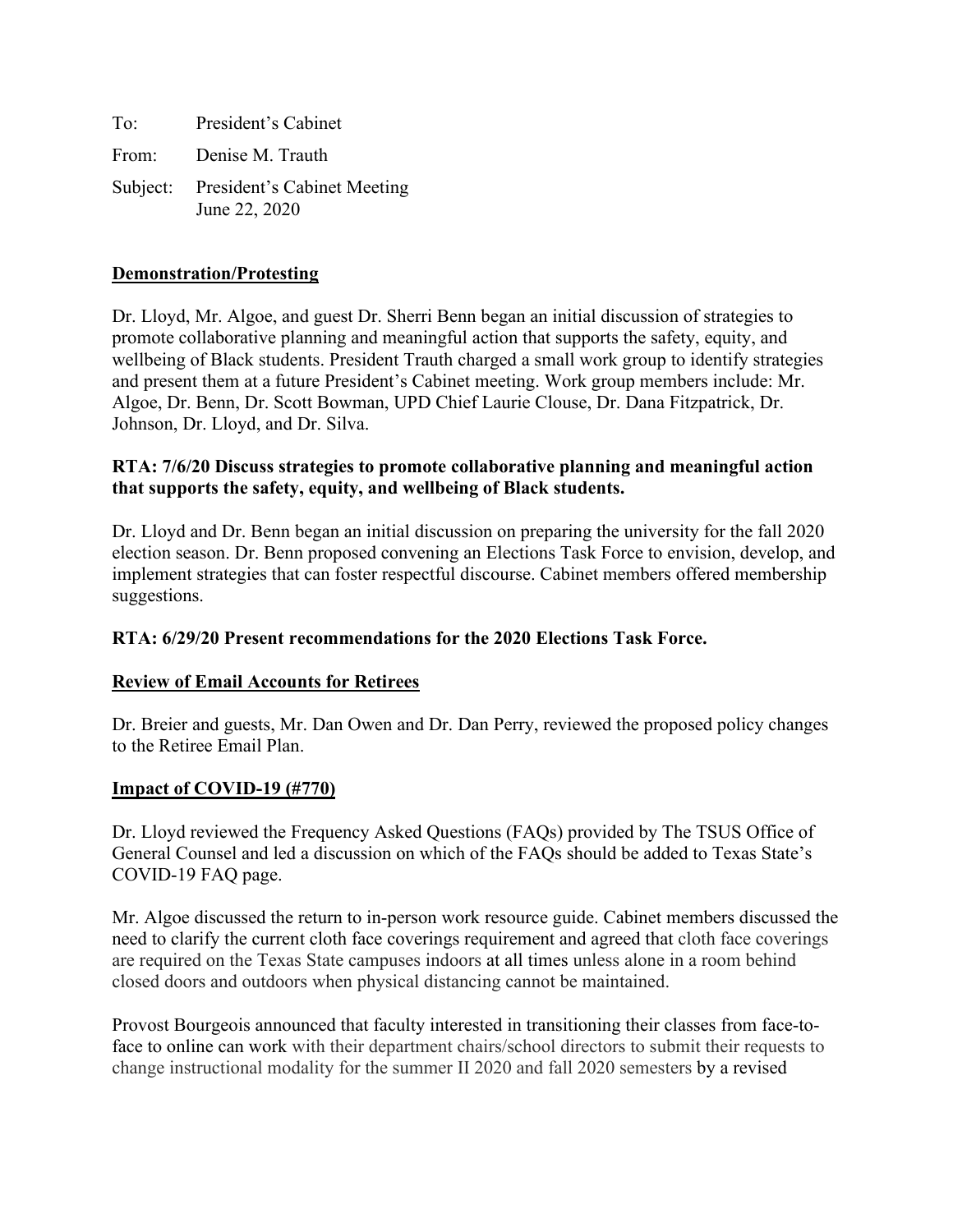To: President's Cabinet

From: Denise M. Trauth

Subject: President's Cabinet Meeting
June 22, 2020

**Demonstration/Protesting**

Dr. Lloyd, Mr. Algoe, and guest Dr. Sherri Benn began an initial discussion of strategies to promote collaborative planning and meaningful action that supports the safety, equity, and wellbeing of Black students. President Trauth charged a small work group to identify strategies and present them at a future President's Cabinet meeting. Work group members include: Mr. Algoe, Dr. Benn, Dr. Scott Bowman, UPD Chief Laurie Clouse, Dr. Dana Fitzpatrick, Dr. Johnson, Dr. Lloyd, and Dr. Silva.

**RTA: 7/6/20 Discuss strategies to promote collaborative planning and meaningful action that supports the safety, equity, and wellbeing of Black students.**

Dr. Lloyd and Dr. Benn began an initial discussion on preparing the university for the fall 2020 election season. Dr. Benn proposed convening an Elections Task Force to envision, develop, and implement strategies that can foster respectful discourse. Cabinet members offered membership suggestions.

**RTA: 6/29/20 Present recommendations for the 2020 Elections Task Force.**

**Review of Email Accounts for Retirees**

Dr. Breier and guests, Mr. Dan Owen and Dr. Dan Perry, reviewed the proposed policy changes to the Retiree Email Plan.

**Impact of COVID-19 (#770)**

Dr. Lloyd reviewed the Frequency Asked Questions (FAQs) provided by The TSUS Office of General Counsel and led a discussion on which of the FAQs should be added to Texas State's COVID-19 FAQ page.

Mr. Algoe discussed the return to in-person work resource guide. Cabinet members discussed the need to clarify the current cloth face coverings requirement and agreed that cloth face coverings are required on the Texas State campuses indoors at all times unless alone in a room behind closed doors and outdoors when physical distancing cannot be maintained.

Provost Bourgeois announced that faculty interested in transitioning their classes from face-to-face to online can work with their department chairs/school directors to submit their requests to change instructional modality for the summer II 2020 and fall 2020 semesters by a revised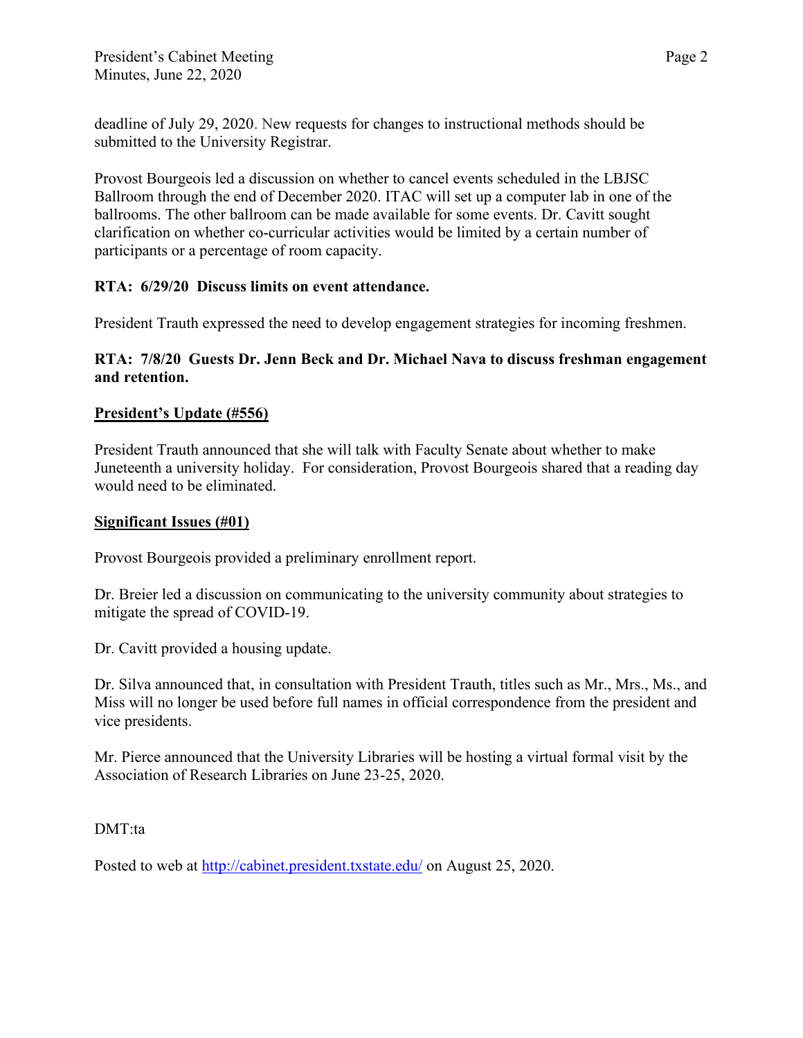deadline of July 29, 2020. New requests for changes to instructional methods should be submitted to the University Registrar.

Provost Bourgeois led a discussion on whether to cancel events scheduled in the LBJSC Ballroom through the end of December 2020. ITAC will set up a computer lab in one of the ballrooms. The other ballroom can be made available for some events. Dr. Cavitt sought clarification on whether co-curricular activities would be limited by a certain number of participants or a percentage of room capacity.

**RTA: 6/29/20 Discuss limits on event attendance.**

President Trauth expressed the need to develop engagement strategies for incoming freshmen.

**RTA: 7/8/20 Guests Dr. Jenn Beck and Dr. Michael Nava to discuss freshman engagement and retention.**

**<u>President's Update (#556)</u>**

President Trauth announced that she will talk with Faculty Senate about whether to make Juneteenth a university holiday. For consideration, Provost Bourgeois shared that a reading day would need to be eliminated.

**<u>Significant Issues (#01)</u>**

Provost Bourgeois provided a preliminary enrollment report.

Dr. Breier led a discussion on communicating to the university community about strategies to mitigate the spread of COVID-19.

Dr. Cavitt provided a housing update.

Dr. Silva announced that, in consultation with President Trauth, titles such as Mr., Mrs., Ms., and Miss will no longer be used before full names in official correspondence from the president and vice presidents.

Mr. Pierce announced that the University Libraries will be hosting a virtual formal visit by the Association of Research Libraries on June 23-25, 2020.

DMT:ta

Posted to web at http://cabinet.president.txstate.edu/ on August 25, 2020.